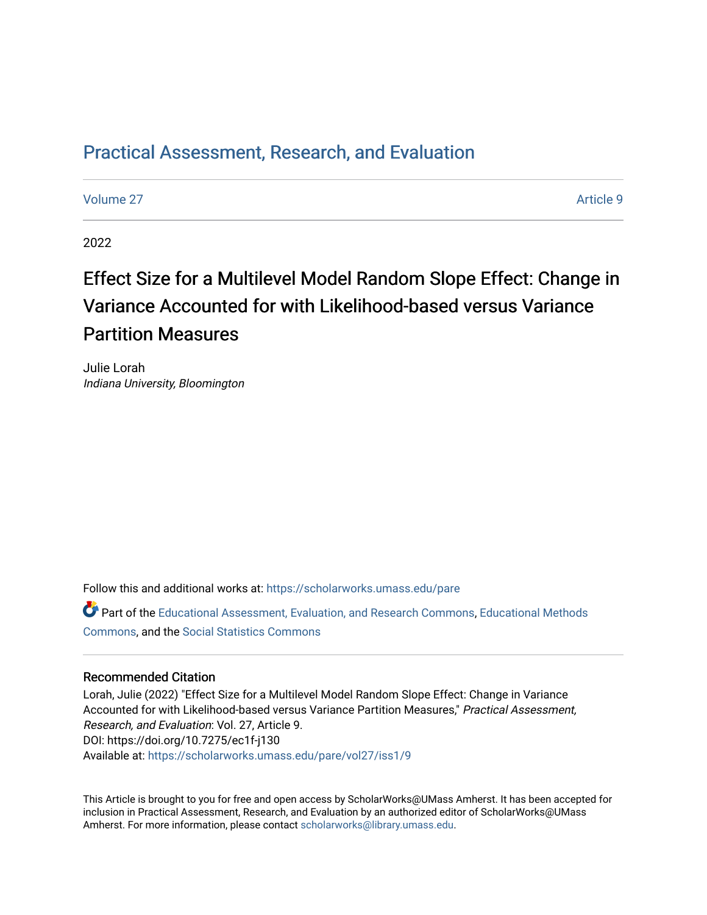# Practical Assessment, Research, and Evaluation

Volume 27 Article 9

2022

## Effect Size for a Multilevel Model Random Slope Effect: Change in Variance Accounted for with Likelihood-based versus Variance Partition Measures

Julie Lorah
*Indiana University, Bloomington*

Follow this and additional works at: https://scholarworks.umass.edu/pare

Part of the Educational Assessment, Evaluation, and Research Commons, Educational Methods Commons, and the Social Statistics Commons

### Recommended Citation

Lorah, Julie (2022) "Effect Size for a Multilevel Model Random Slope Effect: Change in Variance Accounted for with Likelihood-based versus Variance Partition Measures," *Practical Assessment, Research, and Evaluation*: Vol. 27, Article 9.
DOI: https://doi.org/10.7275/ec1f-j130
Available at: https://scholarworks.umass.edu/pare/vol27/iss1/9

This Article is brought to you for free and open access by ScholarWorks@UMass Amherst. It has been accepted for inclusion in Practical Assessment, Research, and Evaluation by an authorized editor of ScholarWorks@UMass Amherst. For more information, please contact scholarworks@library.umass.edu.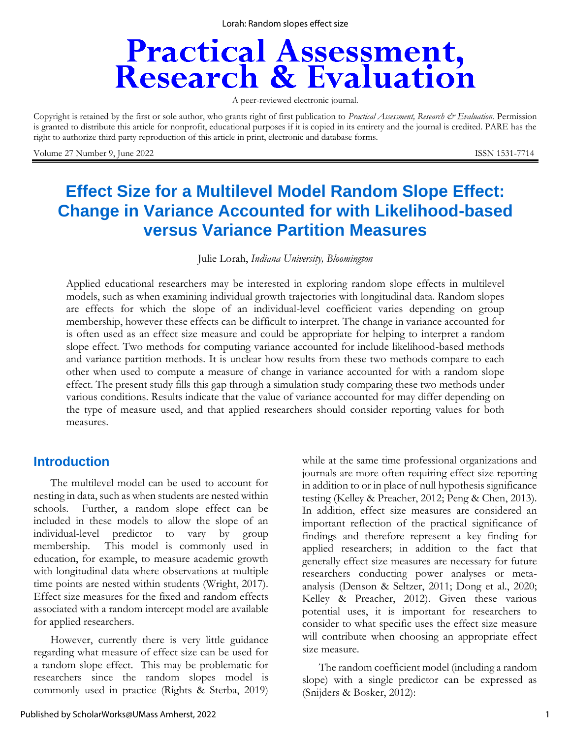# Effect Size for a Multilevel Model Random Slope Effect: Change in Variance Accounted for with Likelihood-based versus Variance Partition Measures

Julie Lorah, *Indiana University, Bloomington*

Applied educational researchers may be interested in exploring random slope effects in multilevel models, such as when examining individual growth trajectories with longitudinal data. Random slopes are effects for which the slope of an individual-level coefficient varies depending on group membership, however these effects can be difficult to interpret. The change in variance accounted for is often used as an effect size measure and could be appropriate for helping to interpret a random slope effect. Two methods for computing variance accounted for include likelihood-based methods and variance partition methods. It is unclear how results from these two methods compare to each other when used to compute a measure of change in variance accounted for with a random slope effect. The present study fills this gap through a simulation study comparing these two methods under various conditions. Results indicate that the value of variance accounted for may differ depending on the type of measure used, and that applied researchers should consider reporting values for both measures.

## Introduction

The multilevel model can be used to account for nesting in data, such as when students are nested within schools. Further, a random slope effect can be included in these models to allow the slope of an individual-level predictor to vary by group membership. This model is commonly used in education, for example, to measure academic growth with longitudinal data where observations at multiple time points are nested within students (Wright, 2017). Effect size measures for the fixed and random effects associated with a random intercept model are available for applied researchers.

However, currently there is very little guidance regarding what measure of effect size can be used for a random slope effect. This may be problematic for researchers since the random slopes model is commonly used in practice (Rights & Sterba, 2019) while at the same time professional organizations and journals are more often requiring effect size reporting in addition to or in place of null hypothesis significance testing (Kelley & Preacher, 2012; Peng & Chen, 2013). In addition, effect size measures are considered an important reflection of the practical significance of findings and therefore represent a key finding for applied researchers; in addition to the fact that generally effect size measures are necessary for future researchers conducting power analyses or meta-analysis (Denson & Seltzer, 2011; Dong et al., 2020; Kelley & Preacher, 2012). Given these various potential uses, it is important for researchers to consider to what specific uses the effect size measure will contribute when choosing an appropriate effect size measure.

The random coefficient model (including a random slope) with a single predictor can be expressed as (Snijders & Bosker, 2012):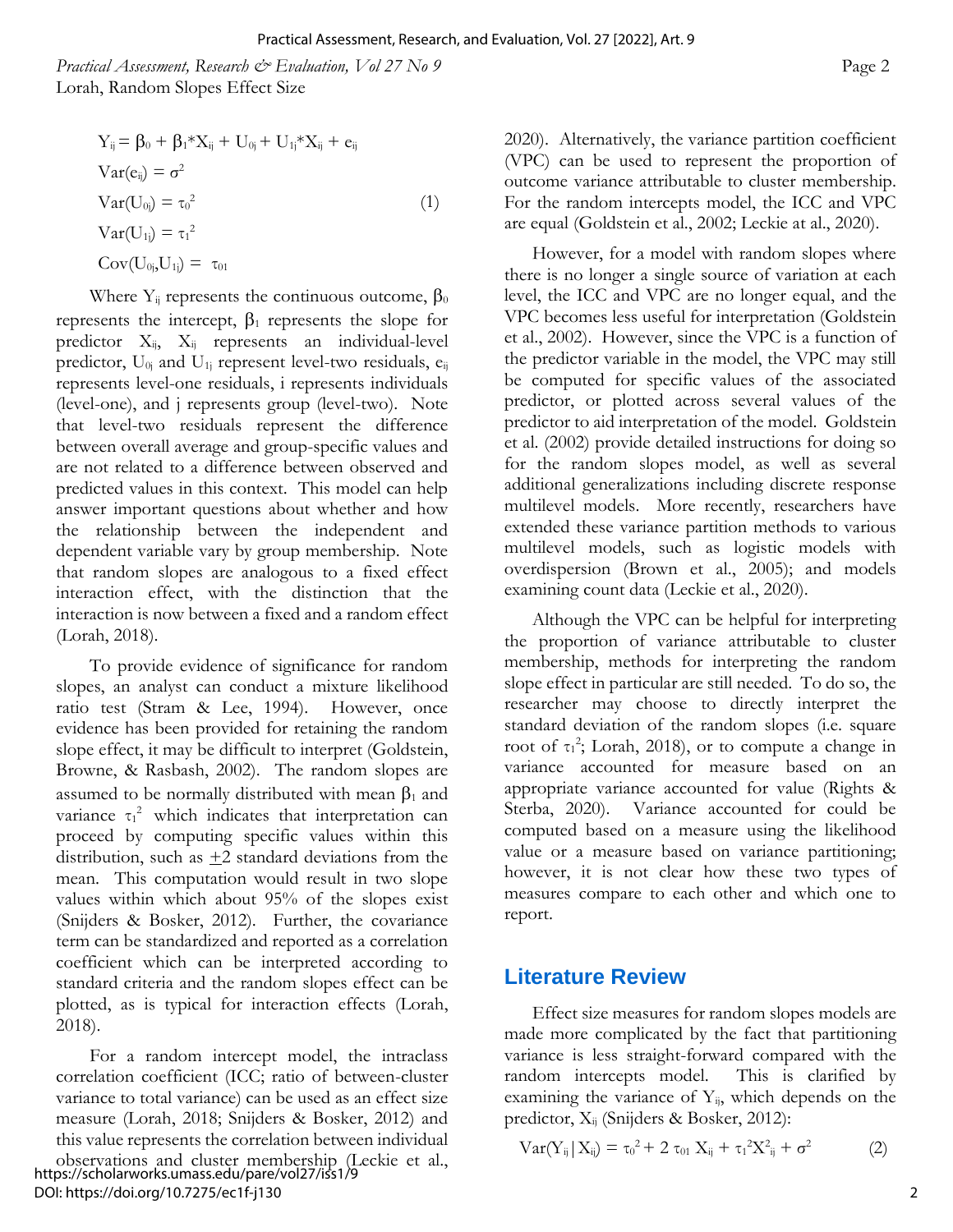$$
\begin{aligned}
Y_{ij} &= \beta_0 + \beta_1 * X_{ij} + U_{0j} + U_{1j} * X_{ij} + e_{ij} \\
\mathrm{Var}(e_{ij}) &= \sigma^2 \\
\mathrm{Var}(U_{0j}) &= \tau_0^{\,2} \\
\mathrm{Var}(U_{1j}) &= \tau_1^{\,2} \\
\mathrm{Cov}(U_{0j}, U_{1j}) &= \tau_{01}
\end{aligned}
\qquad (1)
$$

Where $Y_{ij}$ represents the continuous outcome, $\beta_0$ represents the intercept, $\beta_1$ represents the slope for predictor $X_{ij}$, $X_{ij}$ represents an individual-level predictor, $U_{0j}$ and $U_{1j}$ represent level-two residuals, $e_{ij}$ represents level-one residuals, i represents individuals (level-one), and j represents group (level-two). Note that level-two residuals represent the difference between overall average and group-specific values and are not related to a difference between observed and predicted values in this context. This model can help answer important questions about whether and how the relationship between the independent and dependent variable vary by group membership. Note that random slopes are analogous to a fixed effect interaction effect, with the distinction that the interaction is now between a fixed and a random effect (Lorah, 2018).

To provide evidence of significance for random slopes, an analyst can conduct a mixture likelihood ratio test (Stram & Lee, 1994). However, once evidence has been provided for retaining the random slope effect, it may be difficult to interpret (Goldstein, Browne, & Rasbash, 2002). The random slopes are assumed to be normally distributed with mean $\beta_1$ and variance $\tau_1^{\,2}$ which indicates that interpretation can proceed by computing specific values within this distribution, such as $\pm 2$ standard deviations from the mean. This computation would result in two slope values within which about 95% of the slopes exist (Snijders & Bosker, 2012). Further, the covariance term can be standardized and reported as a correlation coefficient which can be interpreted according to standard criteria and the random slopes effect can be plotted, as is typical for interaction effects (Lorah, 2018).

For a random intercept model, the intraclass correlation coefficient (ICC; ratio of between-cluster variance to total variance) can be used as an effect size measure (Lorah, 2018; Snijders & Bosker, 2012) and this value represents the correlation between individual observations and cluster membership (Leckie et al., 2020). Alternatively, the variance partition coefficient (VPC) can be used to represent the proportion of outcome variance attributable to cluster membership. For the random intercepts model, the ICC and VPC are equal (Goldstein et al., 2002; Leckie at al., 2020).

However, for a model with random slopes where there is no longer a single source of variation at each level, the ICC and VPC are no longer equal, and the VPC becomes less useful for interpretation (Goldstein et al., 2002). However, since the VPC is a function of the predictor variable in the model, the VPC may still be computed for specific values of the associated predictor, or plotted across several values of the predictor to aid interpretation of the model. Goldstein et al. (2002) provide detailed instructions for doing so for the random slopes model, as well as several additional generalizations including discrete response multilevel models. More recently, researchers have extended these variance partition methods to various multilevel models, such as logistic models with overdispersion (Brown et al., 2005); and models examining count data (Leckie et al., 2020).

Although the VPC can be helpful for interpreting the proportion of variance attributable to cluster membership, methods for interpreting the random slope effect in particular are still needed. To do so, the researcher may choose to directly interpret the standard deviation of the random slopes (i.e. square root of $\tau_1^{\,2}$; Lorah, 2018), or to compute a change in variance accounted for measure based on an appropriate variance accounted for value (Rights & Sterba, 2020). Variance accounted for could be computed based on a measure using the likelihood value or a measure based on variance partitioning; however, it is not clear how these two types of measures compare to each other and which one to report.

## Literature Review

Effect size measures for random slopes models are made more complicated by the fact that partitioning variance is less straight-forward compared with the random intercepts model. This is clarified by examining the variance of $Y_{ij}$, which depends on the predictor, $X_{ij}$ (Snijders & Bosker, 2012):

$$
\mathrm{Var}(Y_{ij} \mid X_{ij}) = \tau_0^{\,2} + 2\,\tau_{01}\,X_{ij} + \tau_1^{\,2} X_{ij}^2 + \sigma^2 \qquad (2)
$$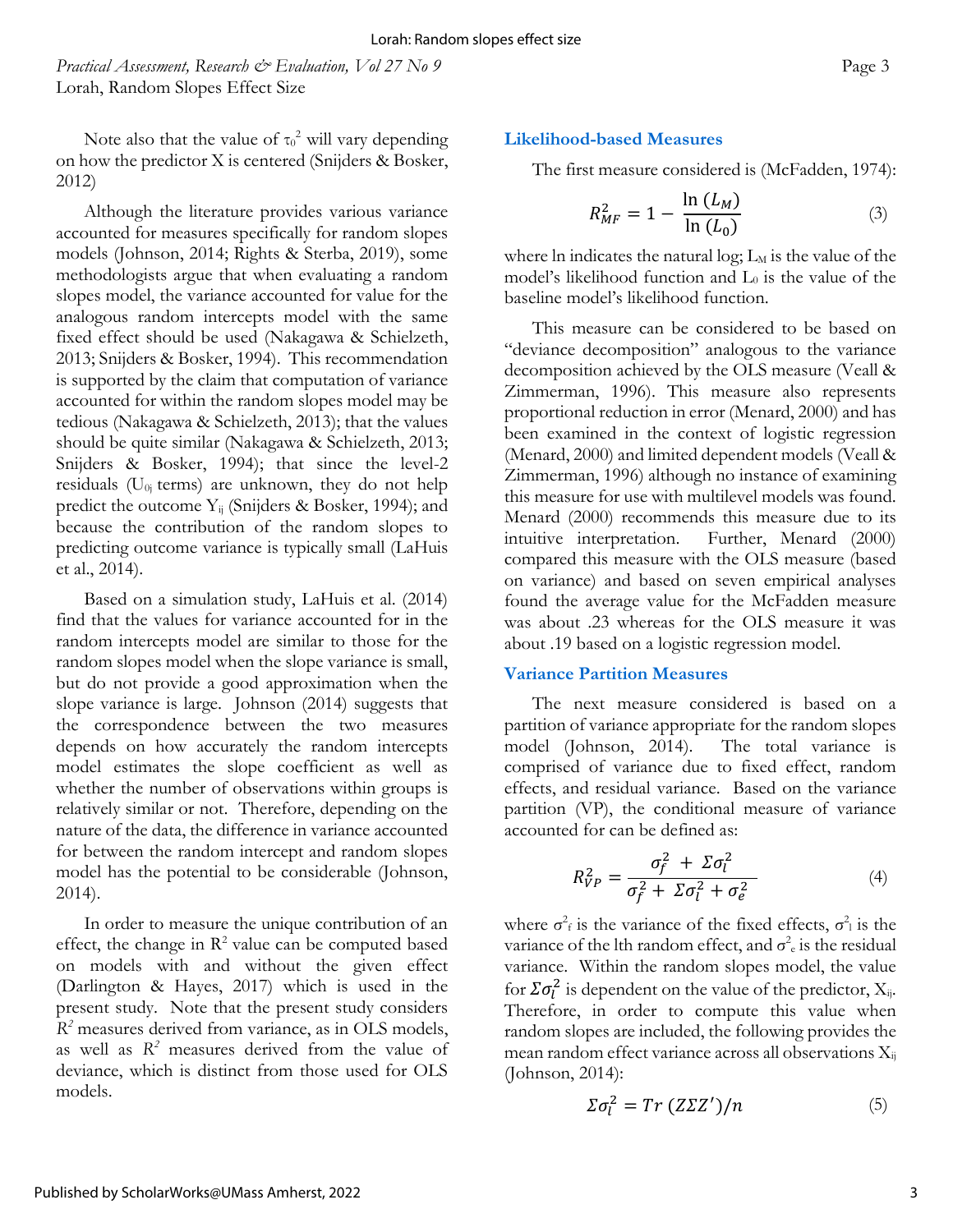Note also that the value of $\tau_0^2$ will vary depending on how the predictor X is centered (Snijders & Bosker, 2012)

Although the literature provides various variance accounted for measures specifically for random slopes models (Johnson, 2014; Rights & Sterba, 2019), some methodologists argue that when evaluating a random slopes model, the variance accounted for value for the analogous random intercepts model with the same fixed effect should be used (Nakagawa & Schielzeth, 2013; Snijders & Bosker, 1994). This recommendation is supported by the claim that computation of variance accounted for within the random slopes model may be tedious (Nakagawa & Schielzeth, 2013); that the values should be quite similar (Nakagawa & Schielzeth, 2013; Snijders & Bosker, 1994); that since the level-2 residuals ($U_{0j}$ terms) are unknown, they do not help predict the outcome $Y_{ij}$ (Snijders & Bosker, 1994); and because the contribution of the random slopes to predicting outcome variance is typically small (LaHuis et al., 2014).

Based on a simulation study, LaHuis et al. (2014) find that the values for variance accounted for in the random intercepts model are similar to those for the random slopes model when the slope variance is small, but do not provide a good approximation when the slope variance is large. Johnson (2014) suggests that the correspondence between the two measures depends on how accurately the random intercepts model estimates the slope coefficient as well as whether the number of observations within groups is relatively similar or not. Therefore, depending on the nature of the data, the difference in variance accounted for between the random intercept and random slopes model has the potential to be considerable (Johnson, 2014).

In order to measure the unique contribution of an effect, the change in $R^2$ value can be computed based on models with and without the given effect (Darlington & Hayes, 2017) which is used in the present study. Note that the present study considers $R^2$ measures derived from variance, as in OLS models, as well as $R^2$ measures derived from the value of deviance, which is distinct from those used for OLS models.

## Likelihood-based Measures

The first measure considered is (McFadden, 1974):

$$R_{MF}^2 = 1 - \frac{\ln(L_M)}{\ln(L_0)} \tag{3}$$

where ln indicates the natural log; $L_M$ is the value of the model's likelihood function and $L_0$ is the value of the baseline model's likelihood function.

This measure can be considered to be based on "deviance decomposition" analogous to the variance decomposition achieved by the OLS measure (Veall & Zimmerman, 1996). This measure also represents proportional reduction in error (Menard, 2000) and has been examined in the context of logistic regression (Menard, 2000) and limited dependent models (Veall & Zimmerman, 1996) although no instance of examining this measure for use with multilevel models was found. Menard (2000) recommends this measure due to its intuitive interpretation. Further, Menard (2000) compared this measure with the OLS measure (based on variance) and based on seven empirical analyses found the average value for the McFadden measure was about .23 whereas for the OLS measure it was about .19 based on a logistic regression model.

## Variance Partition Measures

The next measure considered is based on a partition of variance appropriate for the random slopes model (Johnson, 2014). The total variance is comprised of variance due to fixed effect, random effects, and residual variance. Based on the variance partition (VP), the conditional measure of variance accounted for can be defined as:

$$R_{VP}^2 = \frac{\sigma_f^2 + \Sigma\sigma_l^2}{\sigma_f^2 + \Sigma\sigma_l^2 + \sigma_e^2} \tag{4}$$

where $\sigma_f^2$ is the variance of the fixed effects, $\sigma_l^2$ is the variance of the lth random effect, and $\sigma_e^2$ is the residual variance. Within the random slopes model, the value for $\Sigma\sigma_l^2$ is dependent on the value of the predictor, $X_{ij}$. Therefore, in order to compute this value when random slopes are included, the following provides the mean random effect variance across all observations $X_{ij}$ (Johnson, 2014):

$$\Sigma\sigma_l^2 = Tr\,(Z\Sigma Z')/n \tag{5}$$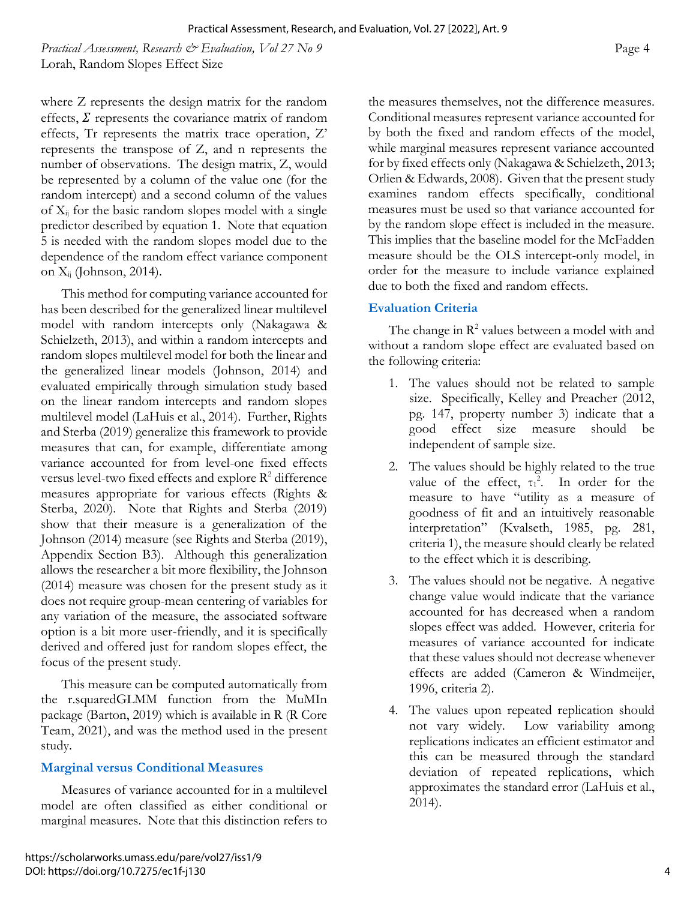where Z represents the design matrix for the random effects, $\Sigma$ represents the covariance matrix of random effects, Tr represents the matrix trace operation, Z' represents the transpose of Z, and n represents the number of observations. The design matrix, Z, would be represented by a column of the value one (for the random intercept) and a second column of the values of $X_{ij}$ for the basic random slopes model with a single predictor described by equation 1. Note that equation 5 is needed with the random slopes model due to the dependence of the random effect variance component on $X_{ij}$ (Johnson, 2014).

This method for computing variance accounted for has been described for the generalized linear multilevel model with random intercepts only (Nakagawa & Schielzeth, 2013), and within a random intercepts and random slopes multilevel model for both the linear and the generalized linear models (Johnson, 2014) and evaluated empirically through simulation study based on the linear random intercepts and random slopes multilevel model (LaHuis et al., 2014). Further, Rights and Sterba (2019) generalize this framework to provide measures that can, for example, differentiate among variance accounted for from level-one fixed effects versus level-two fixed effects and explore $R^2$ difference measures appropriate for various effects (Rights & Sterba, 2020). Note that Rights and Sterba (2019) show that their measure is a generalization of the Johnson (2014) measure (see Rights and Sterba (2019), Appendix Section B3). Although this generalization allows the researcher a bit more flexibility, the Johnson (2014) measure was chosen for the present study as it does not require group-mean centering of variables for any variation of the measure, the associated software option is a bit more user-friendly, and it is specifically derived and offered just for random slopes effect, the focus of the present study.

This measure can be computed automatically from the r.squaredGLMM function from the MuMIn package (Barton, 2019) which is available in R (R Core Team, 2021), and was the method used in the present study.

## Marginal versus Conditional Measures

Measures of variance accounted for in a multilevel model are often classified as either conditional or marginal measures. Note that this distinction refers to the measures themselves, not the difference measures. Conditional measures represent variance accounted for by both the fixed and random effects of the model, while marginal measures represent variance accounted for by fixed effects only (Nakagawa & Schielzeth, 2013; Orlien & Edwards, 2008). Given that the present study examines random effects specifically, conditional measures must be used so that variance accounted for by the random slope effect is included in the measure. This implies that the baseline model for the McFadden measure should be the OLS intercept-only model, in order for the measure to include variance explained due to both the fixed and random effects.

## Evaluation Criteria

The change in $R^2$ values between a model with and without a random slope effect are evaluated based on the following criteria:

1. The values should not be related to sample size. Specifically, Kelley and Preacher (2012, pg. 147, property number 3) indicate that a good effect size measure should be independent of sample size.
2. The values should be highly related to the true value of the effect, $\tau_1^2$. In order for the measure to have "utility as a measure of goodness of fit and an intuitively reasonable interpretation" (Kvalseth, 1985, pg. 281, criteria 1), the measure should clearly be related to the effect which it is describing.
3. The values should not be negative. A negative change value would indicate that the variance accounted for has decreased when a random slopes effect was added. However, criteria for measures of variance accounted for indicate that these values should not decrease whenever effects are added (Cameron & Windmeijer, 1996, criteria 2).
4. The values upon repeated replication should not vary widely. Low variability among replications indicates an efficient estimator and this can be measured through the standard deviation of repeated replications, which approximates the standard error (LaHuis et al., 2014).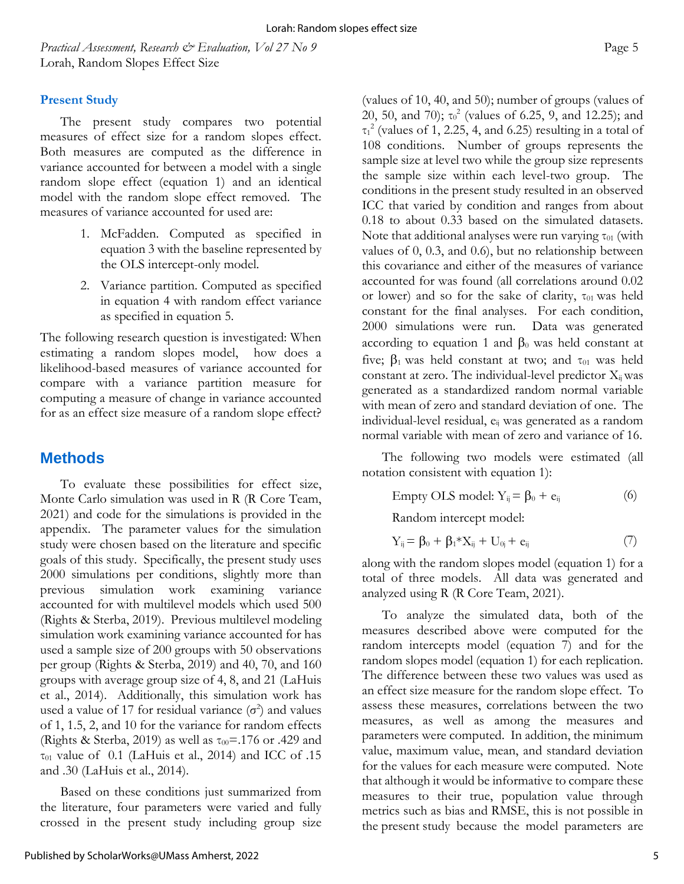## Present Study

The present study compares two potential measures of effect size for a random slopes effect. Both measures are computed as the difference in variance accounted for between a model with a single random slope effect (equation 1) and an identical model with the random slope effect removed. The measures of variance accounted for used are:

1. McFadden. Computed as specified in equation 3 with the baseline represented by the OLS intercept-only model.
2. Variance partition. Computed as specified in equation 4 with random effect variance as specified in equation 5.

The following research question is investigated: When estimating a random slopes model, how does a likelihood-based measures of variance accounted for compare with a variance partition measure for computing a measure of change in variance accounted for as an effect size measure of a random slope effect?

# Methods

To evaluate these possibilities for effect size, Monte Carlo simulation was used in R (R Core Team, 2021) and code for the simulations is provided in the appendix. The parameter values for the simulation study were chosen based on the literature and specific goals of this study. Specifically, the present study uses 2000 simulations per conditions, slightly more than previous simulation work examining variance accounted for with multilevel models which used 500 (Rights & Sterba, 2019). Previous multilevel modeling simulation work examining variance accounted for has used a sample size of 200 groups with 50 observations per group (Rights & Sterba, 2019) and 40, 70, and 160 groups with average group size of 4, 8, and 21 (LaHuis et al., 2014). Additionally, this simulation work has used a value of 17 for residual variance ($\sigma^2$) and values of 1, 1.5, 2, and 10 for the variance for random effects (Rights & Sterba, 2019) as well as $\tau_{00}$=.176 or .429 and $\tau_{01}$ value of 0.1 (LaHuis et al., 2014) and ICC of .15 and .30 (LaHuis et al., 2014).

Based on these conditions just summarized from the literature, four parameters were varied and fully crossed in the present study including group size (values of 10, 40, and 50); number of groups (values of 20, 50, and 70); $\tau_0^2$ (values of 6.25, 9, and 12.25); and $\tau_1^2$ (values of 1, 2.25, 4, and 6.25) resulting in a total of 108 conditions. Number of groups represents the sample size at level two while the group size represents the sample size within each level-two group. The conditions in the present study resulted in an observed ICC that varied by condition and ranges from about 0.18 to about 0.33 based on the simulated datasets. Note that additional analyses were run varying $\tau_{01}$ (with values of 0, 0.3, and 0.6), but no relationship between this covariance and either of the measures of variance accounted for was found (all correlations around 0.02 or lower) and so for the sake of clarity, $\tau_{01}$ was held constant for the final analyses. For each condition, 2000 simulations were run. Data was generated according to equation 1 and $\beta_0$ was held constant at five; $\beta_1$ was held constant at two; and $\tau_{01}$ was held constant at zero. The individual-level predictor $X_{ij}$ was generated as a standardized random normal variable with mean of zero and standard deviation of one. The individual-level residual, $e_{ij}$ was generated as a random normal variable with mean of zero and variance of 16.

The following two models were estimated (all notation consistent with equation 1):

Empty OLS model: $$Y_{ij} = \beta_0 + e_{ij} \quad (6)$$

Random intercept model:

$$Y_{ij} = \beta_0 + \beta_1 * X_{ij} + U_{0j} + e_{ij} \quad (7)$$

along with the random slopes model (equation 1) for a total of three models. All data was generated and analyzed using R (R Core Team, 2021).

To analyze the simulated data, both of the measures described above were computed for the random intercepts model (equation 7) and for the random slopes model (equation 1) for each replication. The difference between these two values was used as an effect size measure for the random slope effect. To assess these measures, correlations between the two measures, as well as among the measures and parameters were computed. In addition, the minimum value, maximum value, mean, and standard deviation for the values for each measure were computed. Note that although it would be informative to compare these measures to their true, population value through metrics such as bias and RMSE, this is not possible in the present study because the model parameters are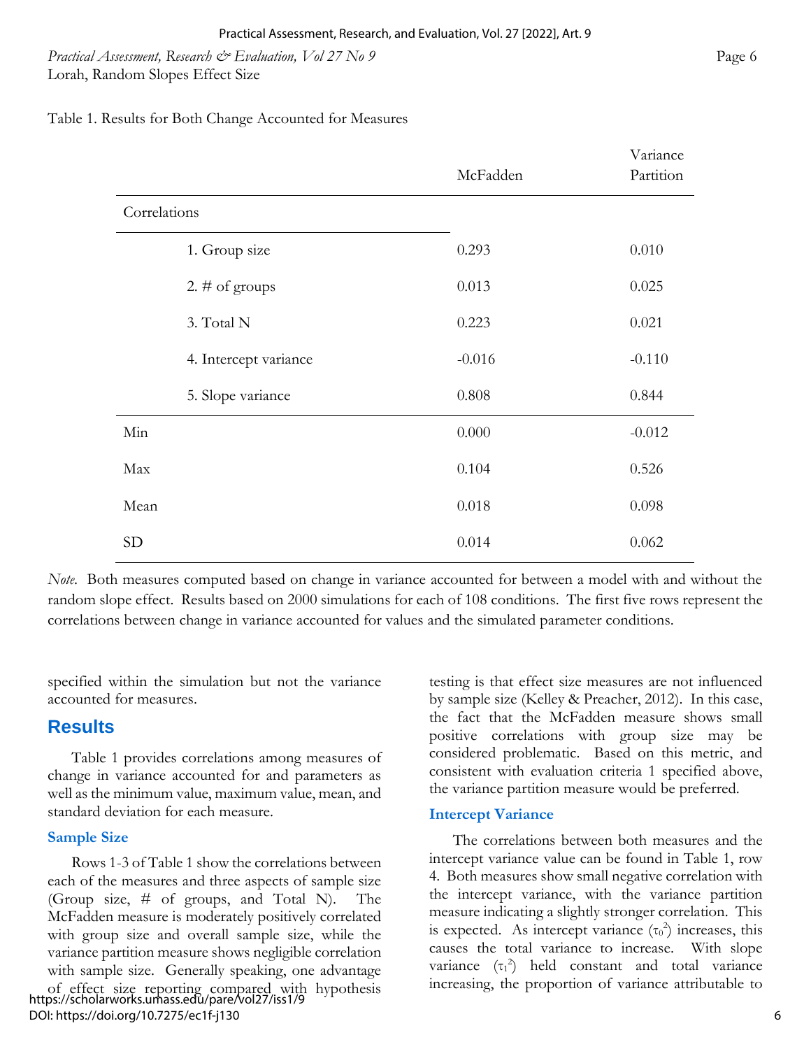Table 1. Results for Both Change Accounted for Measures

| | McFadden | Variance Partition |
|---|---|---|
| Correlations | | |
| 1. Group size | 0.293 | 0.010 |
| 2. # of groups | 0.013 | 0.025 |
| 3. Total N | 0.223 | 0.021 |
| 4. Intercept variance | -0.016 | -0.110 |
| 5. Slope variance | 0.808 | 0.844 |
| Min | 0.000 | -0.012 |
| Max | 0.104 | 0.526 |
| Mean | 0.018 | 0.098 |
| SD | 0.014 | 0.062 |

*Note.* Both measures computed based on change in variance accounted for between a model with and without the random slope effect. Results based on 2000 simulations for each of 108 conditions. The first five rows represent the correlations between change in variance accounted for values and the simulated parameter conditions.

specified within the simulation but not the variance accounted for measures.

## Results

Table 1 provides correlations among measures of change in variance accounted for and parameters as well as the minimum value, maximum value, mean, and standard deviation for each measure.

### Sample Size

Rows 1-3 of Table 1 show the correlations between each of the measures and three aspects of sample size (Group size, # of groups, and Total N). The McFadden measure is moderately positively correlated with group size and overall sample size, while the variance partition measure shows negligible correlation with sample size. Generally speaking, one advantage of effect size reporting compared with hypothesis testing is that effect size measures are not influenced by sample size (Kelley & Preacher, 2012). In this case, the fact that the McFadden measure shows small positive correlations with group size may be considered problematic. Based on this metric, and consistent with evaluation criteria 1 specified above, the variance partition measure would be preferred.

### Intercept Variance

The correlations between both measures and the intercept variance value can be found in Table 1, row 4. Both measures show small negative correlation with the intercept variance, with the variance partition measure indicating a slightly stronger correlation. This is expected. As intercept variance ($\tau_0^2$) increases, this causes the total variance to increase. With slope variance ($\tau_1^2$) held constant and total variance increasing, the proportion of variance attributable to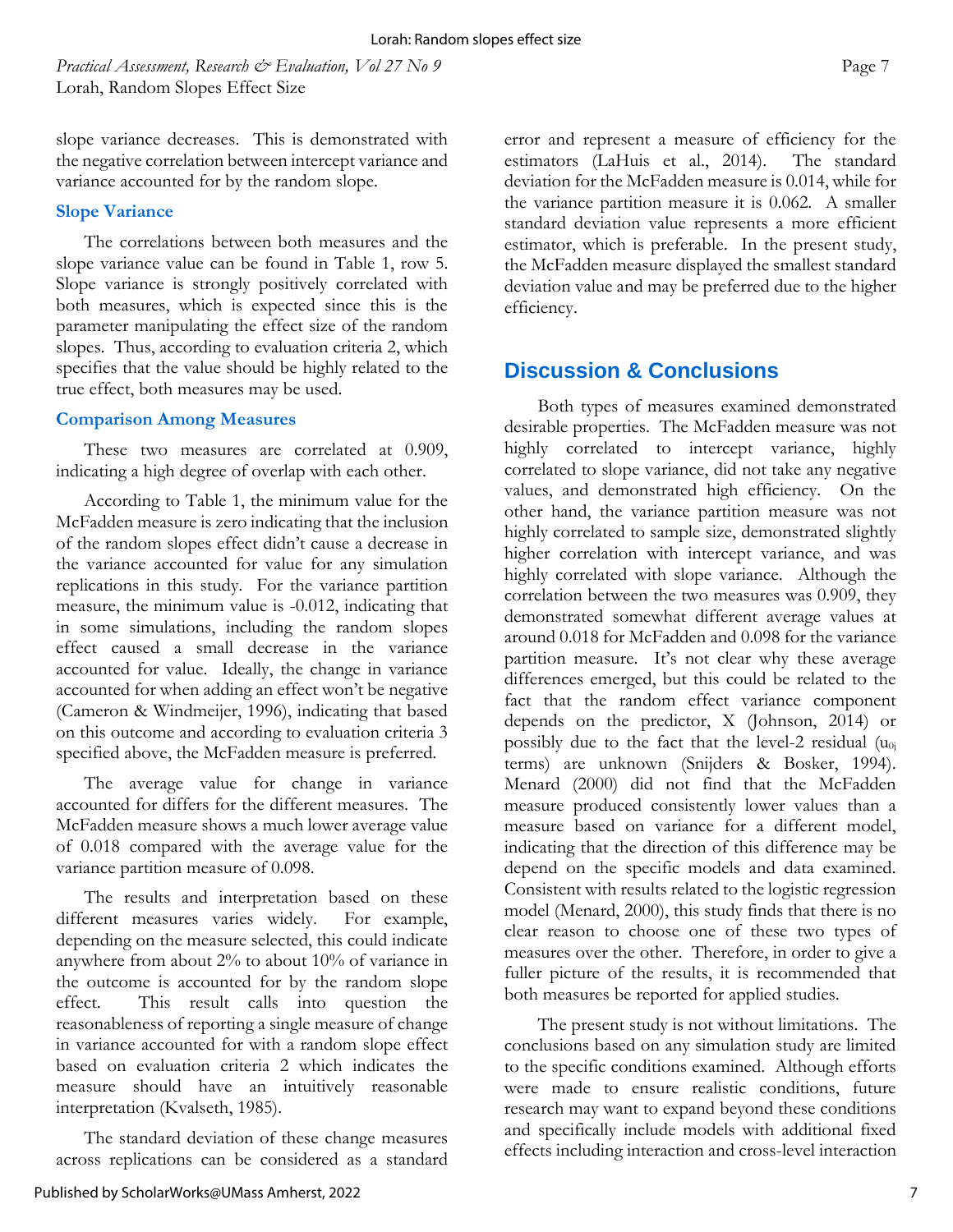slope variance decreases. This is demonstrated with the negative correlation between intercept variance and variance accounted for by the random slope.

### Slope Variance

The correlations between both measures and the slope variance value can be found in Table 1, row 5. Slope variance is strongly positively correlated with both measures, which is expected since this is the parameter manipulating the effect size of the random slopes. Thus, according to evaluation criteria 2, which specifies that the value should be highly related to the true effect, both measures may be used.

### Comparison Among Measures

These two measures are correlated at 0.909, indicating a high degree of overlap with each other.

According to Table 1, the minimum value for the McFadden measure is zero indicating that the inclusion of the random slopes effect didn't cause a decrease in the variance accounted for value for any simulation replications in this study. For the variance partition measure, the minimum value is -0.012, indicating that in some simulations, including the random slopes effect caused a small decrease in the variance accounted for value. Ideally, the change in variance accounted for when adding an effect won't be negative (Cameron & Windmeijer, 1996), indicating that based on this outcome and according to evaluation criteria 3 specified above, the McFadden measure is preferred.

The average value for change in variance accounted for differs for the different measures. The McFadden measure shows a much lower average value of 0.018 compared with the average value for the variance partition measure of 0.098.

The results and interpretation based on these different measures varies widely. For example, depending on the measure selected, this could indicate anywhere from about 2% to about 10% of variance in the outcome is accounted for by the random slope effect. This result calls into question the reasonableness of reporting a single measure of change in variance accounted for with a random slope effect based on evaluation criteria 2 which indicates the measure should have an intuitively reasonable interpretation (Kvalseth, 1985).

The standard deviation of these change measures across replications can be considered as a standard error and represent a measure of efficiency for the estimators (LaHuis et al., 2014). The standard deviation for the McFadden measure is 0.014, while for the variance partition measure it is 0.062. A smaller standard deviation value represents a more efficient estimator, which is preferable. In the present study, the McFadden measure displayed the smallest standard deviation value and may be preferred due to the higher efficiency.

## Discussion & Conclusions

Both types of measures examined demonstrated desirable properties. The McFadden measure was not highly correlated to intercept variance, highly correlated to slope variance, did not take any negative values, and demonstrated high efficiency. On the other hand, the variance partition measure was not highly correlated to sample size, demonstrated slightly higher correlation with intercept variance, and was highly correlated with slope variance. Although the correlation between the two measures was 0.909, they demonstrated somewhat different average values at around 0.018 for McFadden and 0.098 for the variance partition measure. It's not clear why these average differences emerged, but this could be related to the fact that the random effect variance component depends on the predictor, X (Johnson, 2014) or possibly due to the fact that the level-2 residual ($u_{0j}$ terms) are unknown (Snijders & Bosker, 1994). Menard (2000) did not find that the McFadden measure produced consistently lower values than a measure based on variance for a different model, indicating that the direction of this difference may be depend on the specific models and data examined. Consistent with results related to the logistic regression model (Menard, 2000), this study finds that there is no clear reason to choose one of these two types of measures over the other. Therefore, in order to give a fuller picture of the results, it is recommended that both measures be reported for applied studies.

The present study is not without limitations. The conclusions based on any simulation study are limited to the specific conditions examined. Although efforts were made to ensure realistic conditions, future research may want to expand beyond these conditions and specifically include models with additional fixed effects including interaction and cross-level interaction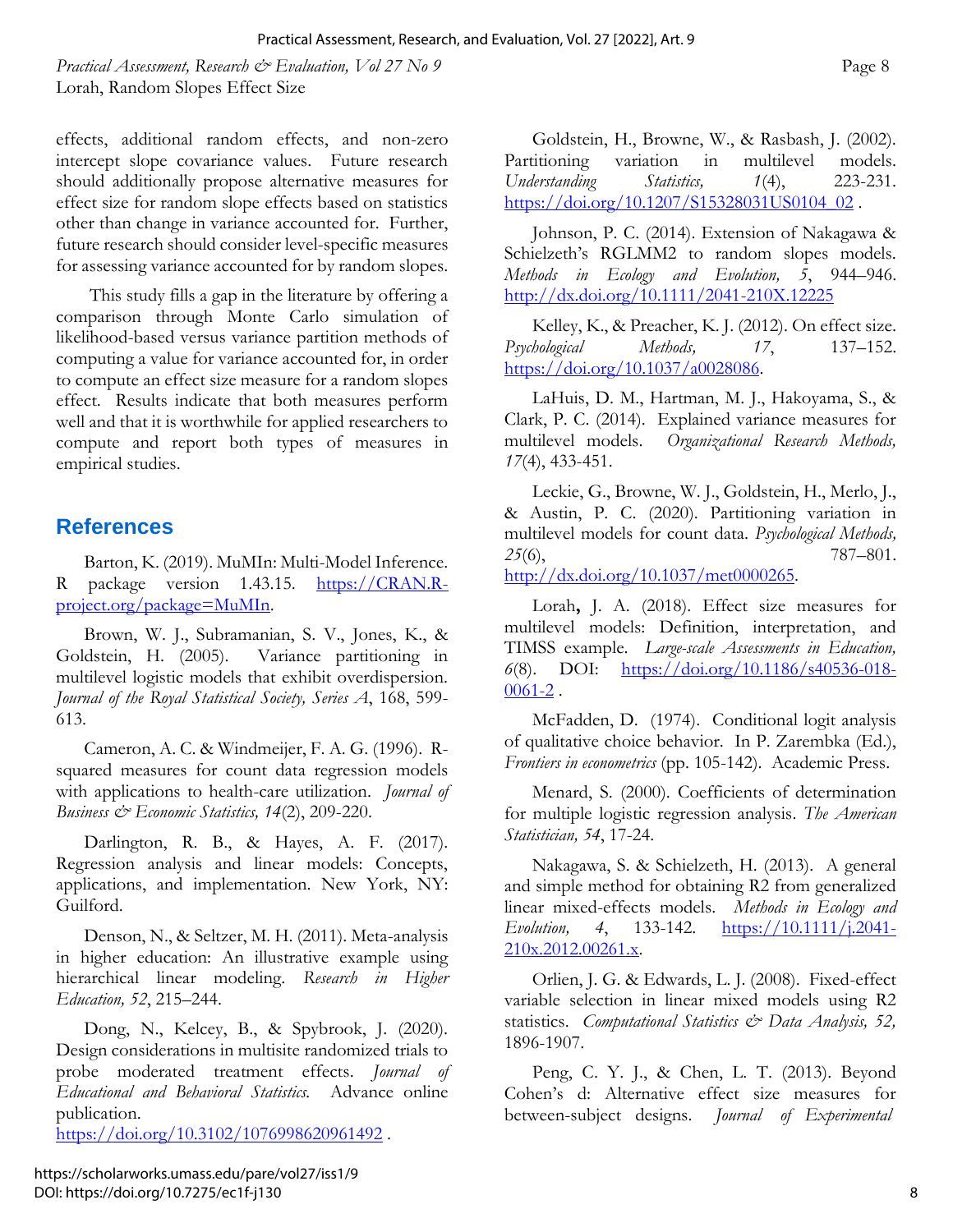effects, additional random effects, and non-zero intercept slope covariance values. Future research should additionally propose alternative measures for effect size for random slope effects based on statistics other than change in variance accounted for. Further, future research should consider level-specific measures for assessing variance accounted for by random slopes.

This study fills a gap in the literature by offering a comparison through Monte Carlo simulation of likelihood-based versus variance partition methods of computing a value for variance accounted for, in order to compute an effect size measure for a random slopes effect. Results indicate that both measures perform well and that it is worthwhile for applied researchers to compute and report both types of measures in empirical studies.

## References

Barton, K. (2019). MuMIn: Multi-Model Inference. R package version 1.43.15. https://CRAN.R-project.org/package=MuMIn.

Brown, W. J., Subramanian, S. V., Jones, K., & Goldstein, H. (2005). Variance partitioning in multilevel logistic models that exhibit overdispersion. *Journal of the Royal Statistical Society, Series A*, 168, 599-613.

Cameron, A. C. & Windmeijer, F. A. G. (1996). R-squared measures for count data regression models with applications to health-care utilization. *Journal of Business & Economic Statistics, 14*(2), 209-220.

Darlington, R. B., & Hayes, A. F. (2017). Regression analysis and linear models: Concepts, applications, and implementation. New York, NY: Guilford.

Denson, N., & Seltzer, M. H. (2011). Meta-analysis in higher education: An illustrative example using hierarchical linear modeling. *Research in Higher Education, 52*, 215–244.

Dong, N., Kelcey, B., & Spybrook, J. (2020). Design considerations in multisite randomized trials to probe moderated treatment effects. *Journal of Educational and Behavioral Statistics.* Advance online publication. https://doi.org/10.3102/1076998620961492 .

Goldstein, H., Browne, W., & Rasbash, J. (2002). Partitioning variation in multilevel models. *Understanding Statistics, 1*(4), 223-231. https://doi.org/10.1207/S15328031US0104_02 .

Johnson, P. C. (2014). Extension of Nakagawa & Schielzeth's RGLMM2 to random slopes models. *Methods in Ecology and Evolution, 5*, 944–946. http://dx.doi.org/10.1111/2041-210X.12225

Kelley, K., & Preacher, K. J. (2012). On effect size. *Psychological Methods, 17*, 137–152. https://doi.org/10.1037/a0028086.

LaHuis, D. M., Hartman, M. J., Hakoyama, S., & Clark, P. C. (2014). Explained variance measures for multilevel models. *Organizational Research Methods, 17*(4), 433-451.

Leckie, G., Browne, W. J., Goldstein, H., Merlo, J., & Austin, P. C. (2020). Partitioning variation in multilevel models for count data. *Psychological Methods, 25*(6), 787–801. http://dx.doi.org/10.1037/met0000265.

Lorah, J. A. (2018). Effect size measures for multilevel models: Definition, interpretation, and TIMSS example. *Large-scale Assessments in Education, 6*(8). DOI: https://doi.org/10.1186/s40536-018-0061-2 .

McFadden, D. (1974). Conditional logit analysis of qualitative choice behavior. In P. Zarembka (Ed.), *Frontiers in econometrics* (pp. 105-142). Academic Press.

Menard, S. (2000). Coefficients of determination for multiple logistic regression analysis. *The American Statistician, 54*, 17-24.

Nakagawa, S. & Schielzeth, H. (2013). A general and simple method for obtaining R2 from generalized linear mixed-effects models. *Methods in Ecology and Evolution, 4*, 133-142. https://10.1111/j.2041-210x.2012.00261.x.

Orlien, J. G. & Edwards, L. J. (2008). Fixed-effect variable selection in linear mixed models using R2 statistics. *Computational Statistics & Data Analysis, 52,* 1896-1907.

Peng, C. Y. J., & Chen, L. T. (2013). Beyond Cohen's d: Alternative effect size measures for between-subject designs. *Journal of Experimental*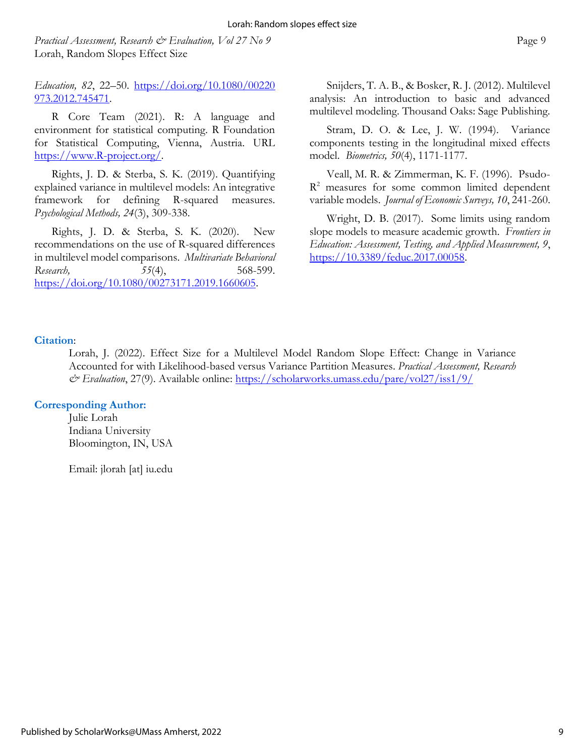*Education, 82*, 22–50. https://doi.org/10.1080/00220973.2012.745471.

R Core Team (2021). R: A language and environment for statistical computing. R Foundation for Statistical Computing, Vienna, Austria. URL https://www.R-project.org/.

Rights, J. D. & Sterba, S. K. (2019). Quantifying explained variance in multilevel models: An integrative framework for defining R-squared measures. *Psychological Methods, 24*(3), 309-338.

Rights, J. D. & Sterba, S. K. (2020). New recommendations on the use of R-squared differences in multilevel model comparisons. *Multivariate Behavioral Research, 55*(4), 568-599. https://doi.org/10.1080/00273171.2019.1660605.

Snijders, T. A. B., & Bosker, R. J. (2012). Multilevel analysis: An introduction to basic and advanced multilevel modeling. Thousand Oaks: Sage Publishing.

Stram, D. O. & Lee, J. W. (1994). Variance components testing in the longitudinal mixed effects model. *Biometrics, 50*(4), 1171-1177.

Veall, M. R. & Zimmerman, K. F. (1996). Psudo-$R^2$ measures for some common limited dependent variable models. *Journal of Economic Surveys, 10*, 241-260.

Wright, D. B. (2017). Some limits using random slope models to measure academic growth. *Frontiers in Education: Assessment, Testing, and Applied Measurement, 9*, https://10.3389/feduc.2017.00058.

**Citation**:

Lorah, J. (2022). Effect Size for a Multilevel Model Random Slope Effect: Change in Variance Accounted for with Likelihood-based versus Variance Partition Measures. *Practical Assessment, Research & Evaluation*, 27(9). Available online: https://scholarworks.umass.edu/pare/vol27/iss1/9/

**Corresponding Author:**

Julie Lorah
Indiana University
Bloomington, IN, USA

Email: jlorah [at] iu.edu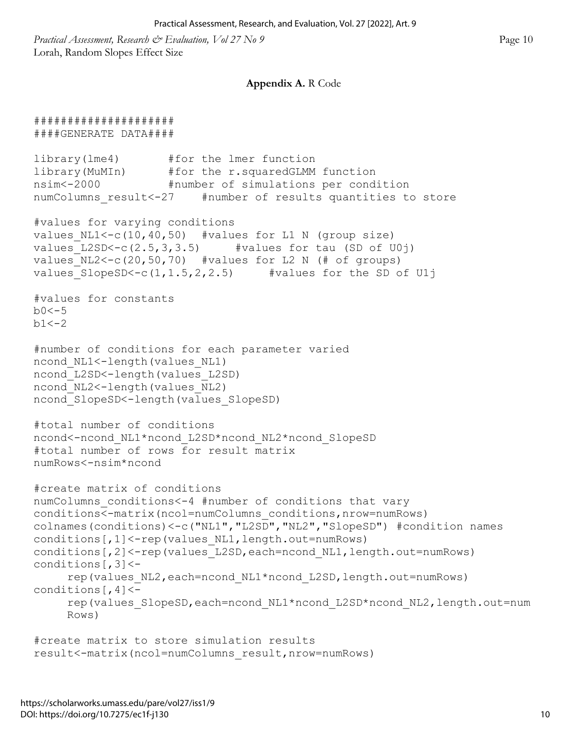**Appendix A.** R Code

```
#####################
####GENERATE DATA####

library(lme4)       #for the lmer function
library(MuMIn)      #for the r.squaredGLMM function
nsim<-2000          #number of simulations per condition
numColumns_result<-27    #number of results quantities to store

#values for varying conditions
values_NL1<-c(10,40,50)  #values for L1 N (group size)
values_L2SD<-c(2.5,3,3.5)     #values for tau (SD of U0j)
values_NL2<-c(20,50,70)  #values for L2 N (# of groups)
values_SlopeSD<-c(1,1.5,2,2.5)     #values for the SD of U1j

#values for constants
b0<-5
b1<-2

#number of conditions for each parameter varied
ncond_NL1<-length(values_NL1)
ncond_L2SD<-length(values_L2SD)
ncond_NL2<-length(values_NL2)
ncond_SlopeSD<-length(values_SlopeSD)

#total number of conditions
ncond<-ncond_NL1*ncond_L2SD*ncond_NL2*ncond_SlopeSD
#total number of rows for result matrix
numRows<-nsim*ncond

#create matrix of conditions
numColumns_conditions<-4 #number of conditions that vary
conditions<-matrix(ncol=numColumns_conditions,nrow=numRows)
colnames(conditions)<-c("NL1","L2SD","NL2","SlopeSD") #condition names
conditions[,1]<-rep(values_NL1,length.out=numRows)
conditions[,2]<-rep(values_L2SD,each=ncond_NL1,length.out=numRows)
conditions[,3]<-
     rep(values_NL2,each=ncond_NL1*ncond_L2SD,length.out=numRows)
conditions[,4]<-
     rep(values_SlopeSD,each=ncond_NL1*ncond_L2SD*ncond_NL2,length.out=num
     Rows)

#create matrix to store simulation results
result<-matrix(ncol=numColumns_result,nrow=numRows)
```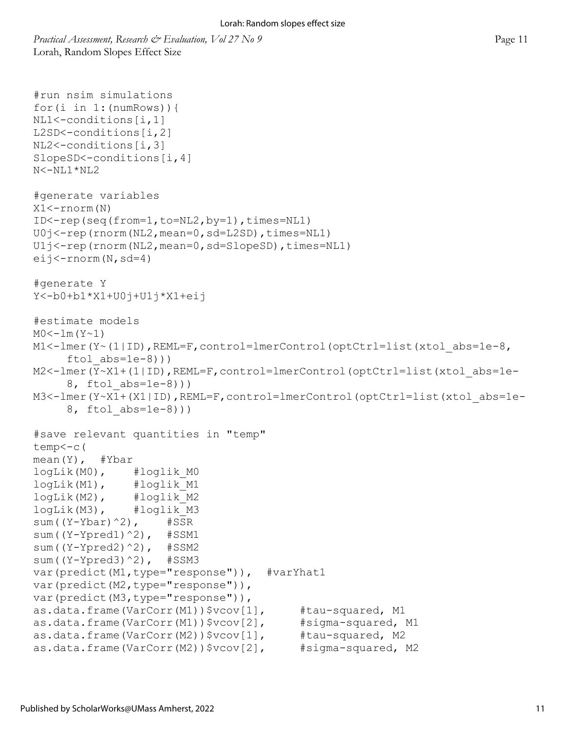```
#run nsim simulations
for(i in 1:(numRows)){
NL1<-conditions[i,1]
L2SD<-conditions[i,2]
NL2<-conditions[i,3]
SlopeSD<-conditions[i,4]
N<-NL1*NL2

#generate variables
X1<-rnorm(N)
ID<-rep(seq(from=1,to=NL2,by=1),times=NL1)
U0j<-rep(rnorm(NL2,mean=0,sd=L2SD),times=NL1)
U1j<-rep(rnorm(NL2,mean=0,sd=SlopeSD),times=NL1)
eij<-rnorm(N,sd=4)

#generate Y
Y<-b0+b1*X1+U0j+U1j*X1+eij

#estimate models
M0<-lm(Y~1)
M1<-lmer(Y~(1|ID),REML=F,control=lmerControl(optCtrl=list(xtol_abs=1e-8,
     ftol_abs=1e-8)))
M2<-lmer(Y~X1+(1|ID),REML=F,control=lmerControl(optCtrl=list(xtol_abs=1e-
     8, ftol_abs=1e-8)))
M3<-lmer(Y~X1+(X1|ID),REML=F,control=lmerControl(optCtrl=list(xtol_abs=1e-
     8, ftol_abs=1e-8)))

#save relevant quantities in "temp"
temp<-c(
mean(Y),  #Ybar
logLik(M0),    #loglik_M0
logLik(M1),    #loglik_M1
logLik(M2),    #loglik_M2
logLik(M3),    #loglik_M3
sum((Y-Ybar)^2),    #SSR
sum((Y-Ypred1)^2),  #SSM1
sum((Y-Ypred2)^2),  #SSM2
sum((Y-Ypred3)^2),  #SSM3
var(predict(M1,type="response")),  #varYhat1
var(predict(M2,type="response")),
var(predict(M3,type="response")),
as.data.frame(VarCorr(M1))$vcov[1],     #tau-squared, M1
as.data.frame(VarCorr(M1))$vcov[2],     #sigma-squared, M1
as.data.frame(VarCorr(M2))$vcov[1],     #tau-squared, M2
as.data.frame(VarCorr(M2))$vcov[2],     #sigma-squared, M2
```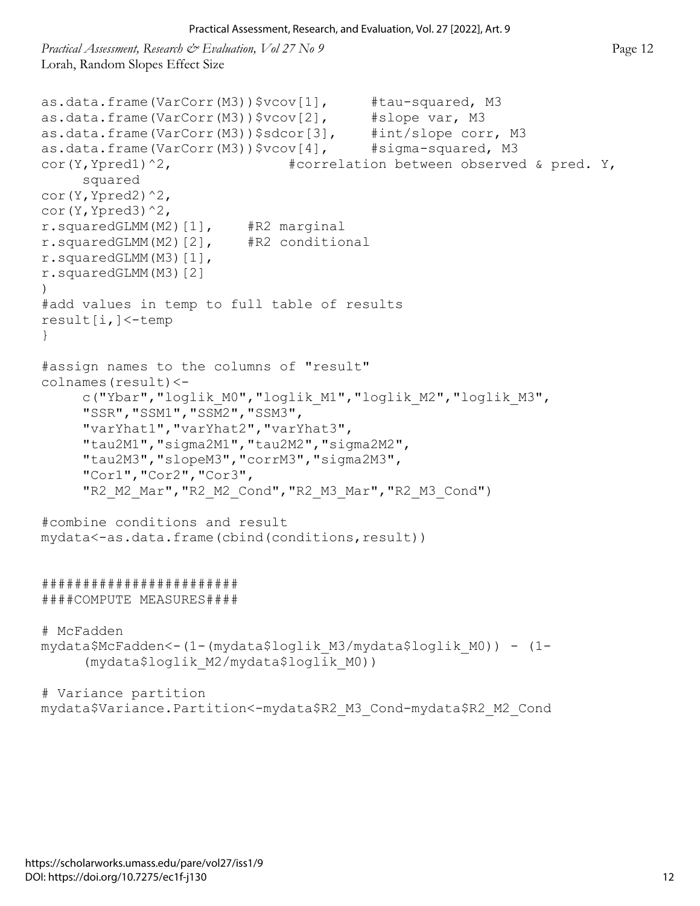```
as.data.frame(VarCorr(M3))$vcov[1],     #tau-squared, M3
as.data.frame(VarCorr(M3))$vcov[2],     #slope var, M3
as.data.frame(VarCorr(M3))$sdcor[3],    #int/slope corr, M3
as.data.frame(VarCorr(M3))$vcov[4],     #sigma-squared, M3
cor(Y,Ypred1)^2,             #correlation between observed & pred. Y,
     squared
cor(Y,Ypred2)^2,
cor(Y,Ypred3)^2,
r.squaredGLMM(M2)[1],    #R2 marginal
r.squaredGLMM(M2)[2],    #R2 conditional
r.squaredGLMM(M3)[1],
r.squaredGLMM(M3)[2]
)
#add values in temp to full table of results
result[i,]<-temp
}

#assign names to the columns of "result"
colnames(result)<-
     c("Ybar","loglik_M0","loglik_M1","loglik_M2","loglik_M3",
     "SSR","SSM1","SSM2","SSM3",
     "varYhat1","varYhat2","varYhat3",
     "tau2M1","sigma2M1","tau2M2","sigma2M2",
     "tau2M3","slopeM3","corrM3","sigma2M3",
     "Cor1","Cor2","Cor3",
     "R2_M2_Mar","R2_M2_Cond","R2_M3_Mar","R2_M3_Cond")

#combine conditions and result
mydata<-as.data.frame(cbind(conditions,result))


########################
####COMPUTE MEASURES####

# McFadden
mydata$McFadden<-(1-(mydata$loglik_M3/mydata$loglik_M0)) - (1-
     (mydata$loglik_M2/mydata$loglik_M0))

# Variance partition
mydata$Variance.Partition<-mydata$R2_M3_Cond-mydata$R2_M2_Cond
```